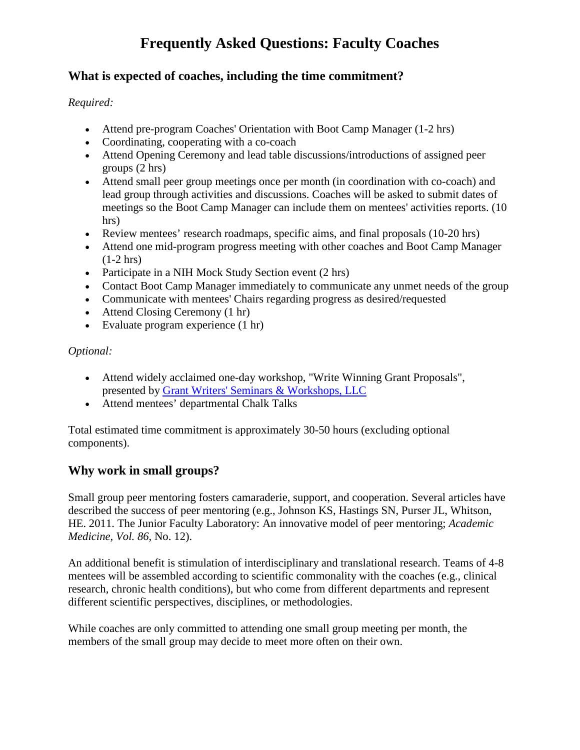# Frequently Asked Questions: Faculty Coaches

## What is expected of coaches, including the time commitment?

*Required:*

- Attend pre-program Coaches' Orientation with Boot Camp Manager (1-2 hrs)
- Coordinating, cooperating with a co-coach
- Attend Opening Ceremony and lead table discussions/introductions of assigned peer groups (2 hrs)
- Attend small peer group meetings once per month (in coordination with co-coach) and lead group through activities and discussions. Coaches will be asked to submit dates of meetings so the Boot Camp Manager can include them on mentees' activities reports. (10 hrs)
- Review mentees' research roadmaps, specific aims, and final proposals (10-20 hrs)
- Attend one mid-program progress meeting with other coaches and Boot Camp Manager (1-2 hrs)
- Participate in a NIH Mock Study Section event (2 hrs)
- Contact Boot Camp Manager immediately to communicate any unmet needs of the group
- Communicate with mentees' Chairs regarding progress as desired/requested
- Attend Closing Ceremony (1 hr)
- Evaluate program experience (1 hr)

*Optional:*

- Attend widely acclaimed one-day workshop, "Write Winning Grant Proposals", presented by [Grant Writers' Seminars & Workshops, LLC]
- Attend mentees' departmental Chalk Talks

Total estimated time commitment is approximately 30-50 hours (excluding optional components).

## Why work in small groups?

Small group peer mentoring fosters camaraderie, support, and cooperation. Several articles have described the success of peer mentoring (e.g., Johnson KS, Hastings SN, Purser JL, Whitson, HE. 2011. The Junior Faculty Laboratory: An innovative model of peer mentoring; *Academic Medicine, Vol. 86*, No. 12).

An additional benefit is stimulation of interdisciplinary and translational research. Teams of 4-8 mentees will be assembled according to scientific commonality with the coaches (e.g., clinical research, chronic health conditions), but who come from different departments and represent different scientific perspectives, disciplines, or methodologies.

While coaches are only committed to attending one small group meeting per month, the members of the small group may decide to meet more often on their own.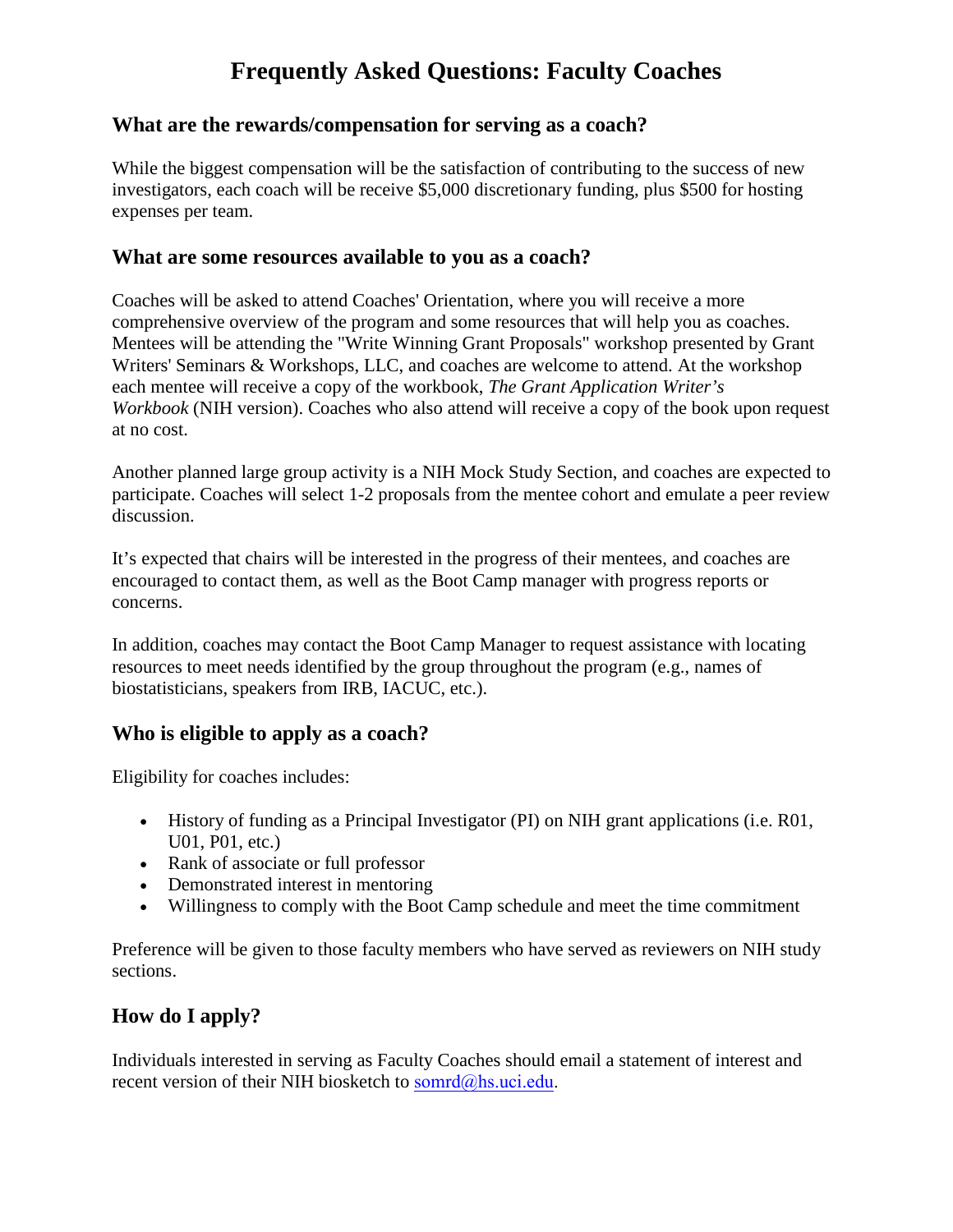# Frequently Asked Questions: Faculty Coaches

## What are the rewards/compensation for serving as a coach?

While the biggest compensation will be the satisfaction of contributing to the success of new investigators, each coach will be receive $5,000 discretionary funding, plus $500 for hosting expenses per team.

## What are some resources available to you as a coach?

Coaches will be asked to attend Coaches' Orientation, where you will receive a more comprehensive overview of the program and some resources that will help you as coaches. Mentees will be attending the "Write Winning Grant Proposals" workshop presented by Grant Writers' Seminars & Workshops, LLC, and coaches are welcome to attend. At the workshop each mentee will receive a copy of the workbook, *The Grant Application Writer's Workbook* (NIH version). Coaches who also attend will receive a copy of the book upon request at no cost.

Another planned large group activity is a NIH Mock Study Section, and coaches are expected to participate. Coaches will select 1-2 proposals from the mentee cohort and emulate a peer review discussion.

It's expected that chairs will be interested in the progress of their mentees, and coaches are encouraged to contact them, as well as the Boot Camp manager with progress reports or concerns.

In addition, coaches may contact the Boot Camp Manager to request assistance with locating resources to meet needs identified by the group throughout the program (e.g., names of biostatisticians, speakers from IRB, IACUC, etc.).

## Who is eligible to apply as a coach?

Eligibility for coaches includes:

- History of funding as a Principal Investigator (PI) on NIH grant applications (i.e. R01, U01, P01, etc.)
- Rank of associate or full professor
- Demonstrated interest in mentoring
- Willingness to comply with the Boot Camp schedule and meet the time commitment

Preference will be given to those faculty members who have served as reviewers on NIH study sections.

## How do I apply?

Individuals interested in serving as Faculty Coaches should email a statement of interest and recent version of their NIH biosketch to somrd@hs.uci.edu.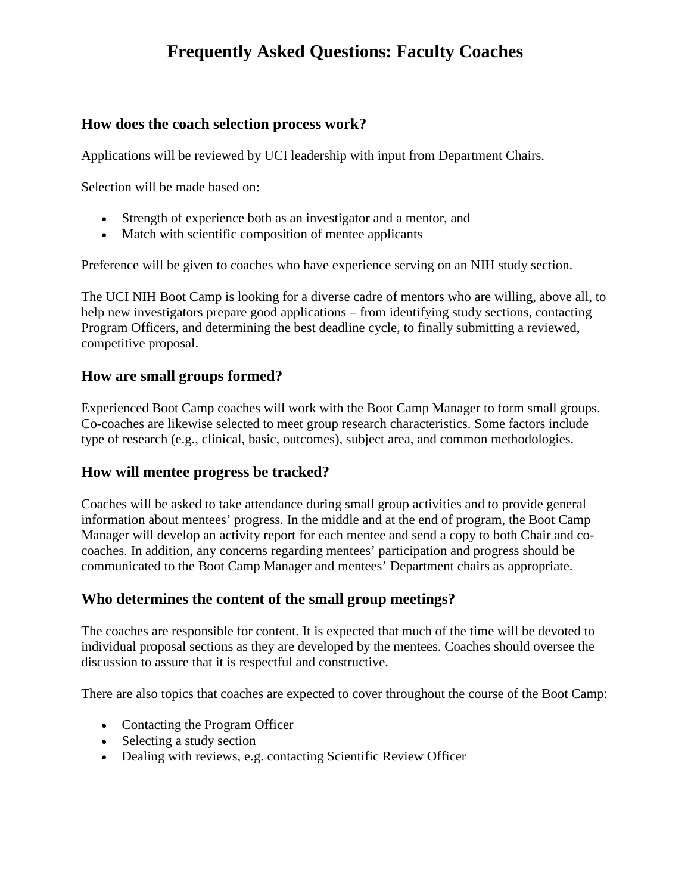# Frequently Asked Questions: Faculty Coaches

## How does the coach selection process work?

Applications will be reviewed by UCI leadership with input from Department Chairs.

Selection will be made based on:

- Strength of experience both as an investigator and a mentor, and
- Match with scientific composition of mentee applicants

Preference will be given to coaches who have experience serving on an NIH study section.

The UCI NIH Boot Camp is looking for a diverse cadre of mentors who are willing, above all, to help new investigators prepare good applications – from identifying study sections, contacting Program Officers, and determining the best deadline cycle, to finally submitting a reviewed, competitive proposal.

## How are small groups formed?

Experienced Boot Camp coaches will work with the Boot Camp Manager to form small groups. Co-coaches are likewise selected to meet group research characteristics. Some factors include type of research (e.g., clinical, basic, outcomes), subject area, and common methodologies.

## How will mentee progress be tracked?

Coaches will be asked to take attendance during small group activities and to provide general information about mentees' progress. In the middle and at the end of program, the Boot Camp Manager will develop an activity report for each mentee and send a copy to both Chair and co-coaches. In addition, any concerns regarding mentees' participation and progress should be communicated to the Boot Camp Manager and mentees' Department chairs as appropriate.

## Who determines the content of the small group meetings?

The coaches are responsible for content. It is expected that much of the time will be devoted to individual proposal sections as they are developed by the mentees. Coaches should oversee the discussion to assure that it is respectful and constructive.

There are also topics that coaches are expected to cover throughout the course of the Boot Camp:

- Contacting the Program Officer
- Selecting a study section
- Dealing with reviews, e.g. contacting Scientific Review Officer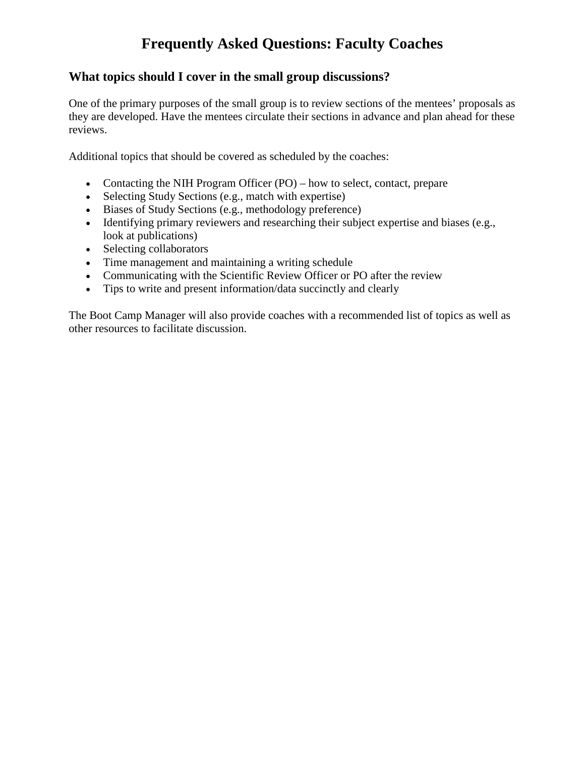# Frequently Asked Questions: Faculty Coaches

## What topics should I cover in the small group discussions?

One of the primary purposes of the small group is to review sections of the mentees' proposals as they are developed. Have the mentees circulate their sections in advance and plan ahead for these reviews.

Additional topics that should be covered as scheduled by the coaches:

- Contacting the NIH Program Officer (PO) – how to select, contact, prepare
- Selecting Study Sections (e.g., match with expertise)
- Biases of Study Sections (e.g., methodology preference)
- Identifying primary reviewers and researching their subject expertise and biases (e.g., look at publications)
- Selecting collaborators
- Time management and maintaining a writing schedule
- Communicating with the Scientific Review Officer or PO after the review
- Tips to write and present information/data succinctly and clearly

The Boot Camp Manager will also provide coaches with a recommended list of topics as well as other resources to facilitate discussion.